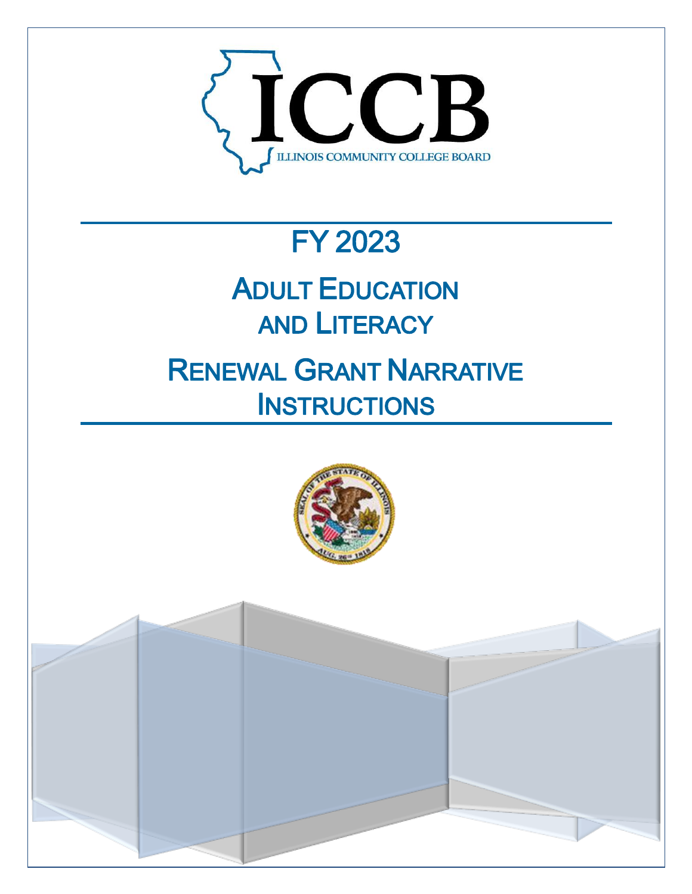ICCB

ILLINOIS COMMUNITY COLLEGE BOARD

# FY 2023

# ADULT EDUCATION AND LITERACY

# RENEWAL GRANT NARRATIVE INSTRUCTIONS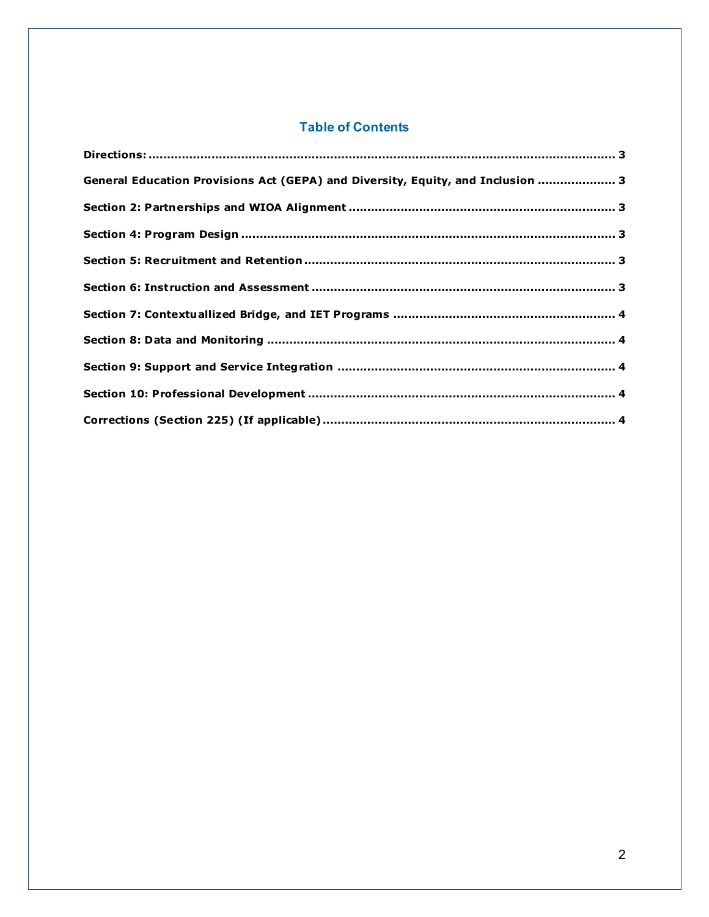## Table of Contents

**Directions:** .................................................................................................................. 3

**General Education Provisions Act (GEPA) and Diversity, Equity, and Inclusion** .................... 3

**Section 2: Partnerships and WIOA Alignment** ....................................................................... 3

**Section 4: Program Design** ..................................................................................................... 3

**Section 5: Recruitment and Retention** .................................................................................... 3

**Section 6: Instruction and Assessment** .................................................................................. 3

**Section 7: Contextuallized Bridge, and IET Programs** ............................................................ 4

**Section 8: Data and Monitoring** .............................................................................................. 4

**Section 9: Support and Service Integration** ........................................................................... 4

**Section 10: Professional Development** .................................................................................. 4

**Corrections (Section 225) (If applicable)** .............................................................................. 4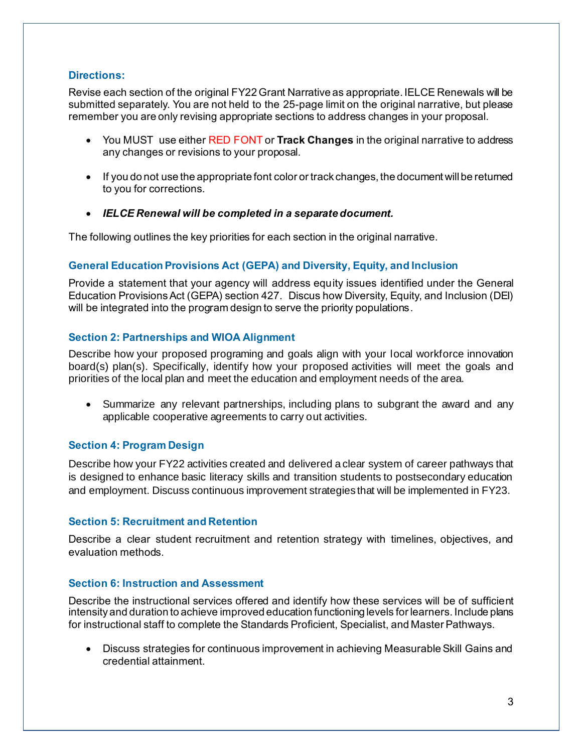### Directions:

Revise each section of the original FY22 Grant Narrative as appropriate. IELCE Renewals will be submitted separately. You are not held to the 25-page limit on the original narrative, but please remember you are only revising appropriate sections to address changes in your proposal.

- You MUST use either RED FONT or **Track Changes** in the original narrative to address any changes or revisions to your proposal.
- If you do not use the appropriate font color or track changes, the document will be returned to you for corrections.
- ***IELCE Renewal will be completed in a separate document.***

The following outlines the key priorities for each section in the original narrative.

### General Education Provisions Act (GEPA) and Diversity, Equity, and Inclusion

Provide a statement that your agency will address equity issues identified under the General Education Provisions Act (GEPA) section 427. Discus how Diversity, Equity, and Inclusion (DEI) will be integrated into the program design to serve the priority populations.

### Section 2: Partnerships and WIOA Alignment

Describe how your proposed programing and goals align with your local workforce innovation board(s) plan(s). Specifically, identify how your proposed activities will meet the goals and priorities of the local plan and meet the education and employment needs of the area.

- Summarize any relevant partnerships, including plans to subgrant the award and any applicable cooperative agreements to carry out activities.

### Section 4: Program Design

Describe how your FY22 activities created and delivered a clear system of career pathways that is designed to enhance basic literacy skills and transition students to postsecondary education and employment. Discuss continuous improvement strategies that will be implemented in FY23.

### Section 5: Recruitment and Retention

Describe a clear student recruitment and retention strategy with timelines, objectives, and evaluation methods.

### Section 6: Instruction and Assessment

Describe the instructional services offered and identify how these services will be of sufficient intensity and duration to achieve improved education functioning levels for learners. Include plans for instructional staff to complete the Standards Proficient, Specialist, and Master Pathways.

- Discuss strategies for continuous improvement in achieving Measurable Skill Gains and credential attainment.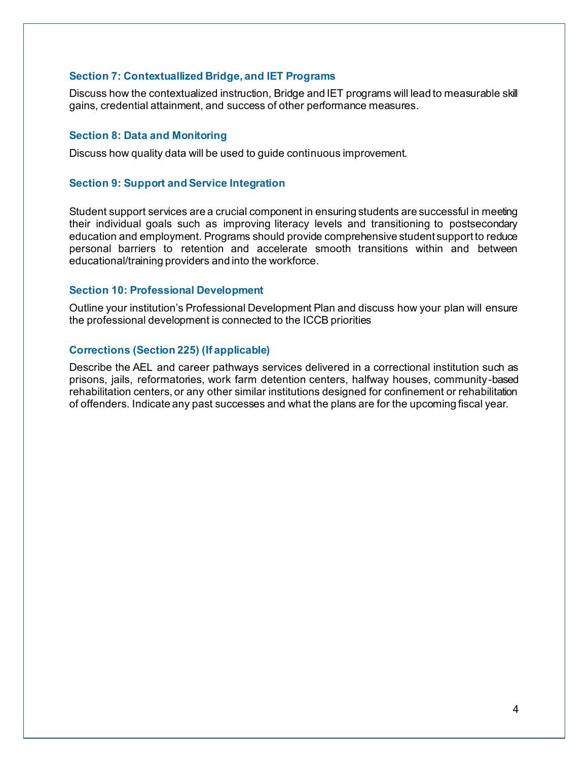### Section 7: Contextuallized Bridge, and IET Programs

Discuss how the contextualized instruction, Bridge and IET programs will lead to measurable skill gains, credential attainment, and success of other performance measures.

### Section 8: Data and Monitoring

Discuss how quality data will be used to guide continuous improvement.

### Section 9: Support and Service Integration

Student support services are a crucial component in ensuring students are successful in meeting their individual goals such as improving literacy levels and transitioning to postsecondary education and employment. Programs should provide comprehensive student support to reduce personal barriers to retention and accelerate smooth transitions within and between educational/training providers and into the workforce.

### Section 10: Professional Development

Outline your institution's Professional Development Plan and discuss how your plan will ensure the professional development is connected to the ICCB priorities

### Corrections (Section 225) (If applicable)

Describe the AEL and career pathways services delivered in a correctional institution such as prisons, jails, reformatories, work farm detention centers, halfway houses, community-based rehabilitation centers, or any other similar institutions designed for confinement or rehabilitation of offenders. Indicate any past successes and what the plans are for the upcoming fiscal year.